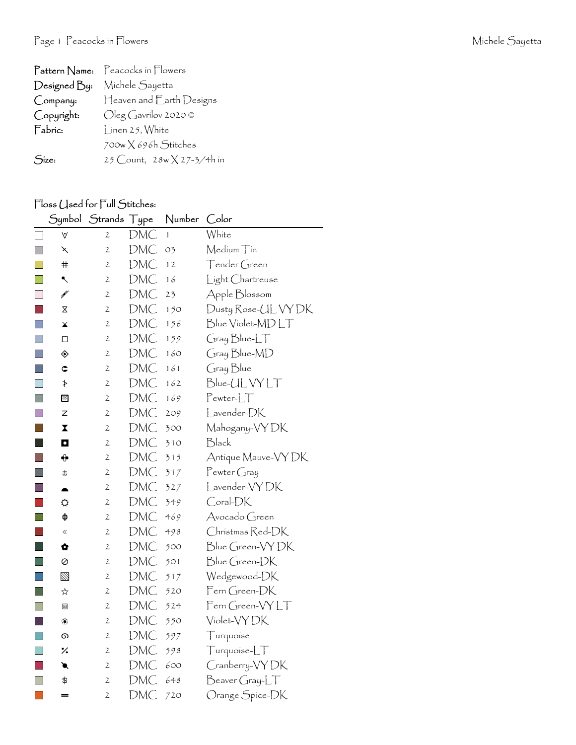| | |
|---|---|
| **Pattern Name:** | Peacocks in Flowers |
| **Designed By:** | Michele Sayetta |
| **Company:** | Heaven and Earth Designs |
| **Copyright:** | Oleg Gavrilov 2020 © |
| **Fabric:** | Linen 25, White |
| | 700w X 696h Stitches |
| **Size:** | 25 Count, 28w X 27-3/4h in |

## Floss Used for Full Stitches:

| Symbol | Strands | Type | Number | Color |
|---|---|---|---|---|
| ∀ | 2 | DMC | 1 | White |
| ⤡ | 2 | DMC | 03 | Medium Tin |
| # | 2 | DMC | 12 | Tender Green |
| ↖ | 2 | DMC | 16 | Light Chartreuse |
| ⫽ | 2 | DMC | 23 | Apple Blossom |
| ⧖ | 2 | DMC | 150 | Dusty Rose-UL VY DK |
| ⤫ | 2 | DMC | 156 | Blue Violet-MD LT |
| □ | 2 | DMC | 159 | Gray Blue-LT |
| ◈ | 2 | DMC | 160 | Gray Blue-MD |
| ⊂ | 2 | DMC | 161 | Gray Blue |
| ⤉ | 2 | DMC | 162 | Blue-UL VY LT |
| ▩ | 2 | DMC | 169 | Pewter-LT |
| Z | 2 | DMC | 209 | Lavender-DK |
| ⧗ | 2 | DMC | 300 | Mahogany-VY DK |
| ◘ | 2 | DMC | 310 | Black |
| ✚ | 2 | DMC | 315 | Antique Mauve-VY DK |
| ⚓ | 2 | DMC | 317 | Pewter Gray |
| ◓ | 2 | DMC | 327 | Lavender-VY DK |
| ☼ | 2 | DMC | 349 | Coral-DK |
| ɸ | 2 | DMC | 469 | Avocado Green |
| « | 2 | DMC | 498 | Christmas Red-DK |
| ✿ | 2 | DMC | 500 | Blue Green-VY DK |
| ⊘ | 2 | DMC | 501 | Blue Green-DK |
| ▧ | 2 | DMC | 517 | Wedgewood-DK |
| ☆ | 2 | DMC | 520 | Fern Green-DK |
| ▣ | 2 | DMC | 524 | Fern Green-VY LT |
| ❀ | 2 | DMC | 550 | Violet-VY DK |
| ɷ | 2 | DMC | 597 | Turquoise |
| ⁒ | 2 | DMC | 598 | Turquoise-LT |
| ↘ | 2 | DMC | 600 | Cranberry-VY DK |
| $ | 2 | DMC | 648 | Beaver Gray-LT |
| ═ | 2 | DMC | 720 | Orange Spice-DK |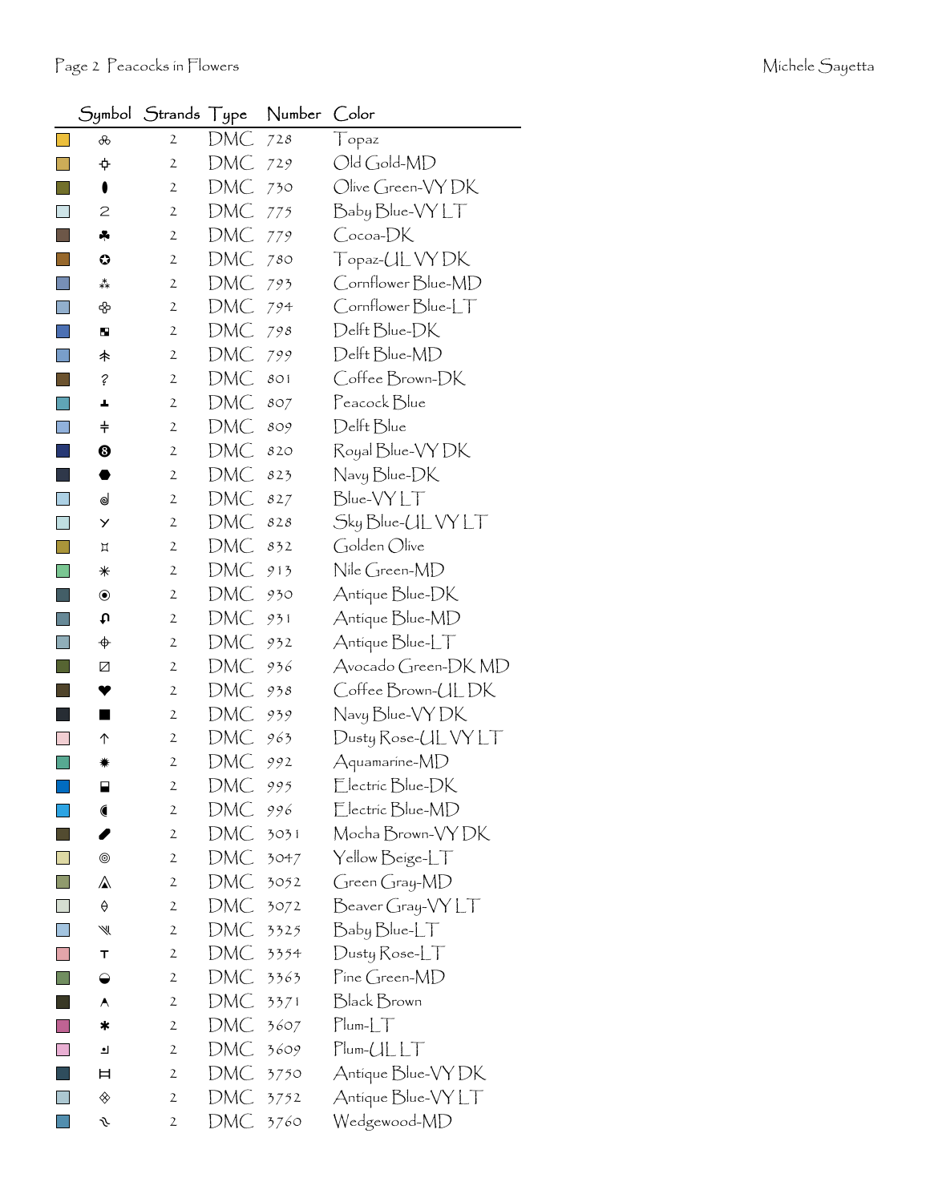| Symbol | Strands | Type | Number | Color |
|---|---|---|---|---|
| ஃ | 2 | DMC | 728 | Topaz |
| ⌖ | 2 | DMC | 729 | Old Gold-MD |
| ⬮ | 2 | DMC | 730 | Olive Green-VY DK |
| 2 | 2 | DMC | 775 | Baby Blue-VY LT |
| ♣ | 2 | DMC | 779 | Cocoa-DK |
| ✪ | 2 | DMC | 780 | Topaz-UL VY DK |
| ⁂ | 2 | DMC | 793 | Cornflower Blue-MD |
| ❖ | 2 | DMC | 794 | Cornflower Blue-LT |
| ◪ | 2 | DMC | 798 | Delft Blue-DK |
| ⯭ | 2 | DMC | 799 | Delft Blue-MD |
| ? | 2 | DMC | 801 | Coffee Brown-DK |
| ┻ | 2 | DMC | 807 | Peacock Blue |
| ‡ | 2 | DMC | 809 | Delft Blue |
| ❽ | 2 | DMC | 820 | Royal Blue-VY DK |
| ⬣ | 2 | DMC | 823 | Navy Blue-DK |
| ౭ | 2 | DMC | 827 | Blue-VY LT |
| ⋎ | 2 | DMC | 828 | Sky Blue-UL VY LT |
| ¤ | 2 | DMC | 832 | Golden Olive |
| ✳ | 2 | DMC | 913 | Nile Green-MD |
| ◉ | 2 | DMC | 930 | Antique Blue-DK |
| ⮌ | 2 | DMC | 931 | Antique Blue-MD |
| ⌖ | 2 | DMC | 932 | Antique Blue-LT |
| ⍁ | 2 | DMC | 936 | Avocado Green-DK MD |
| ❤ | 2 | DMC | 938 | Coffee Brown-UL DK |
| ■ | 2 | DMC | 939 | Navy Blue-VY DK |
| ↑ | 2 | DMC | 963 | Dusty Rose-UL VY LT |
| ✹ | 2 | DMC | 992 | Aquamarine-MD |
| ⬓ | 2 | DMC | 995 | Electric Blue-DK |
| ◖ | 2 | DMC | 996 | Electric Blue-MD |
| ⬬ | 2 | DMC | 3031 | Mocha Brown-VY DK |
| ◎ | 2 | DMC | 3047 | Yellow Beige-LT |
| ◭ | 2 | DMC | 3052 | Green Gray-MD |
| ◊ | 2 | DMC | 3072 | Beaver Gray-VY LT |
| ⋙ | 2 | DMC | 3325 | Baby Blue-LT |
| T | 2 | DMC | 3354 | Dusty Rose-LT |
| ◒ | 2 | DMC | 3363 | Pine Green-MD |
| ⋏ | 2 | DMC | 3371 | Black Brown |
| ✱ | 2 | DMC | 3607 | Plum-LT |
| ⌟ | 2 | DMC | 3609 | Plum-UL LT |
| Ħ | 2 | DMC | 3750 | Antique Blue-VY DK |
| ⟐ | 2 | DMC | 3752 | Antique Blue-VY LT |
| ∿ | 2 | DMC | 3760 | Wedgewood-MD |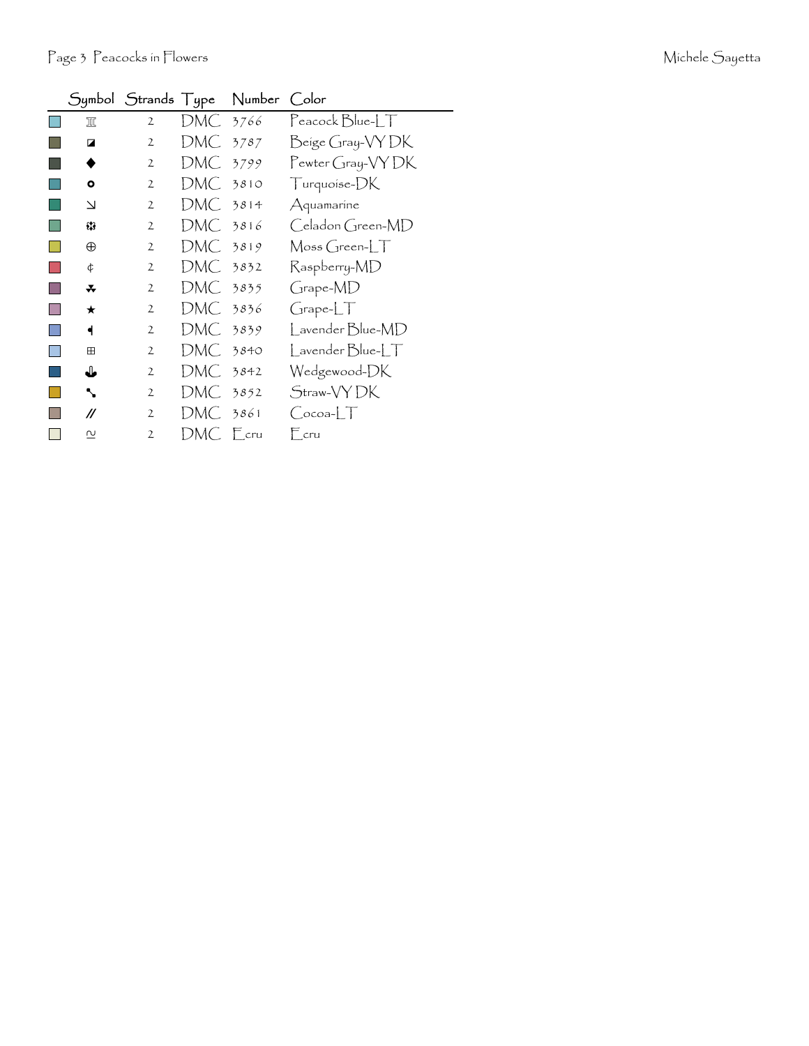| | Symbol | Strands | Type | Number | Color |
|---|---|---|---|---|---|
| | ♖ | 2 | DMC | 3766 | Peacock Blue-LT |
| | ◪ | 2 | DMC | 3787 | Beige Gray-VY DK |
| | ◆ | 2 | DMC | 3799 | Pewter Gray-VY DK |
| | ● | 2 | DMC | 3810 | Turquoise-DK |
| | ↘ | 2 | DMC | 3814 | Aquamarine |
| | ❂ | 2 | DMC | 3816 | Celadon Green-MD |
| | ⊕ | 2 | DMC | 3819 | Moss Green-LT |
| | ¢ | 2 | DMC | 3832 | Raspberry-MD |
| | ☘ | 2 | DMC | 3835 | Grape-MD |
| | ★ | 2 | DMC | 3836 | Grape-LT |
| | ◂ | 2 | DMC | 3839 | Lavender Blue-MD |
| | ⊞ | 2 | DMC | 3840 | Lavender Blue-LT |
| | ⚓ | 2 | DMC | 3842 | Wedgewood-DK |
| | ↘ | 2 | DMC | 3852 | Straw-VY DK |
| | // | 2 | DMC | 3861 | Cocoa-LT |
| | ≈ | 2 | DMC | Ecru | Ecru |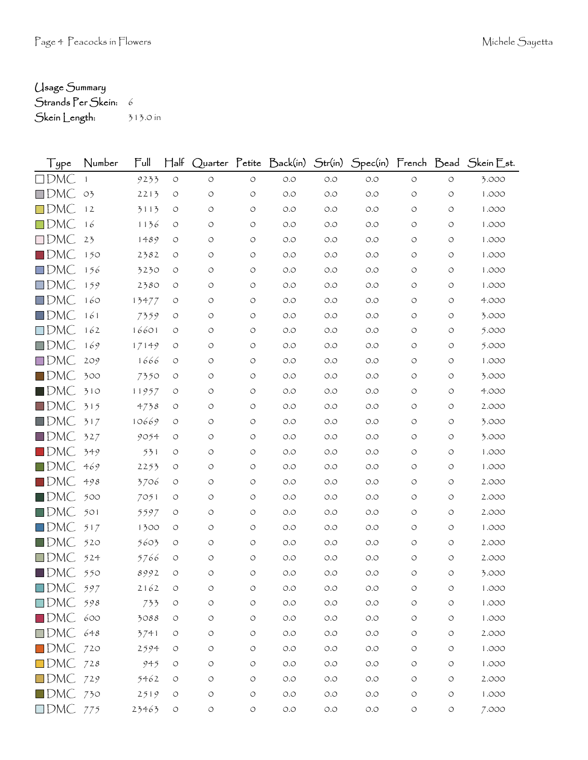Usage Summary
Strands Per Skein: 6
Skein Length: 313.0 in

| Type | Number | Full | Half | Quarter | Petite | Back(in) | Str(in) | Spec(in) | French | Bead | Skein Est. |
|---|---|---|---|---|---|---|---|---|---|---|---|
| DMC | 1 | 9233 | 0 | 0 | 0 | 0.0 | 0.0 | 0.0 | 0 | 0 | 3.000 |
| DMC | 03 | 2213 | 0 | 0 | 0 | 0.0 | 0.0 | 0.0 | 0 | 0 | 1.000 |
| DMC | 12 | 3113 | 0 | 0 | 0 | 0.0 | 0.0 | 0.0 | 0 | 0 | 1.000 |
| DMC | 16 | 1136 | 0 | 0 | 0 | 0.0 | 0.0 | 0.0 | 0 | 0 | 1.000 |
| DMC | 23 | 1489 | 0 | 0 | 0 | 0.0 | 0.0 | 0.0 | 0 | 0 | 1.000 |
| DMC | 150 | 2382 | 0 | 0 | 0 | 0.0 | 0.0 | 0.0 | 0 | 0 | 1.000 |
| DMC | 156 | 3230 | 0 | 0 | 0 | 0.0 | 0.0 | 0.0 | 0 | 0 | 1.000 |
| DMC | 159 | 2380 | 0 | 0 | 0 | 0.0 | 0.0 | 0.0 | 0 | 0 | 1.000 |
| DMC | 160 | 13477 | 0 | 0 | 0 | 0.0 | 0.0 | 0.0 | 0 | 0 | 4.000 |
| DMC | 161 | 7359 | 0 | 0 | 0 | 0.0 | 0.0 | 0.0 | 0 | 0 | 3.000 |
| DMC | 162 | 16601 | 0 | 0 | 0 | 0.0 | 0.0 | 0.0 | 0 | 0 | 5.000 |
| DMC | 169 | 17149 | 0 | 0 | 0 | 0.0 | 0.0 | 0.0 | 0 | 0 | 5.000 |
| DMC | 209 | 1666 | 0 | 0 | 0 | 0.0 | 0.0 | 0.0 | 0 | 0 | 1.000 |
| DMC | 300 | 7350 | 0 | 0 | 0 | 0.0 | 0.0 | 0.0 | 0 | 0 | 3.000 |
| DMC | 310 | 11957 | 0 | 0 | 0 | 0.0 | 0.0 | 0.0 | 0 | 0 | 4.000 |
| DMC | 315 | 4738 | 0 | 0 | 0 | 0.0 | 0.0 | 0.0 | 0 | 0 | 2.000 |
| DMC | 317 | 10669 | 0 | 0 | 0 | 0.0 | 0.0 | 0.0 | 0 | 0 | 3.000 |
| DMC | 327 | 9054 | 0 | 0 | 0 | 0.0 | 0.0 | 0.0 | 0 | 0 | 3.000 |
| DMC | 349 | 531 | 0 | 0 | 0 | 0.0 | 0.0 | 0.0 | 0 | 0 | 1.000 |
| DMC | 469 | 2253 | 0 | 0 | 0 | 0.0 | 0.0 | 0.0 | 0 | 0 | 1.000 |
| DMC | 498 | 3706 | 0 | 0 | 0 | 0.0 | 0.0 | 0.0 | 0 | 0 | 2.000 |
| DMC | 500 | 7051 | 0 | 0 | 0 | 0.0 | 0.0 | 0.0 | 0 | 0 | 2.000 |
| DMC | 501 | 5597 | 0 | 0 | 0 | 0.0 | 0.0 | 0.0 | 0 | 0 | 2.000 |
| DMC | 517 | 1300 | 0 | 0 | 0 | 0.0 | 0.0 | 0.0 | 0 | 0 | 1.000 |
| DMC | 520 | 5603 | 0 | 0 | 0 | 0.0 | 0.0 | 0.0 | 0 | 0 | 2.000 |
| DMC | 524 | 5766 | 0 | 0 | 0 | 0.0 | 0.0 | 0.0 | 0 | 0 | 2.000 |
| DMC | 550 | 8992 | 0 | 0 | 0 | 0.0 | 0.0 | 0.0 | 0 | 0 | 3.000 |
| DMC | 597 | 2162 | 0 | 0 | 0 | 0.0 | 0.0 | 0.0 | 0 | 0 | 1.000 |
| DMC | 598 | 733 | 0 | 0 | 0 | 0.0 | 0.0 | 0.0 | 0 | 0 | 1.000 |
| DMC | 600 | 3088 | 0 | 0 | 0 | 0.0 | 0.0 | 0.0 | 0 | 0 | 1.000 |
| DMC | 648 | 3741 | 0 | 0 | 0 | 0.0 | 0.0 | 0.0 | 0 | 0 | 2.000 |
| DMC | 720 | 2594 | 0 | 0 | 0 | 0.0 | 0.0 | 0.0 | 0 | 0 | 1.000 |
| DMC | 728 | 945 | 0 | 0 | 0 | 0.0 | 0.0 | 0.0 | 0 | 0 | 1.000 |
| DMC | 729 | 5462 | 0 | 0 | 0 | 0.0 | 0.0 | 0.0 | 0 | 0 | 2.000 |
| DMC | 730 | 2519 | 0 | 0 | 0 | 0.0 | 0.0 | 0.0 | 0 | 0 | 1.000 |
| DMC | 775 | 23463 | 0 | 0 | 0 | 0.0 | 0.0 | 0.0 | 0 | 0 | 7.000 |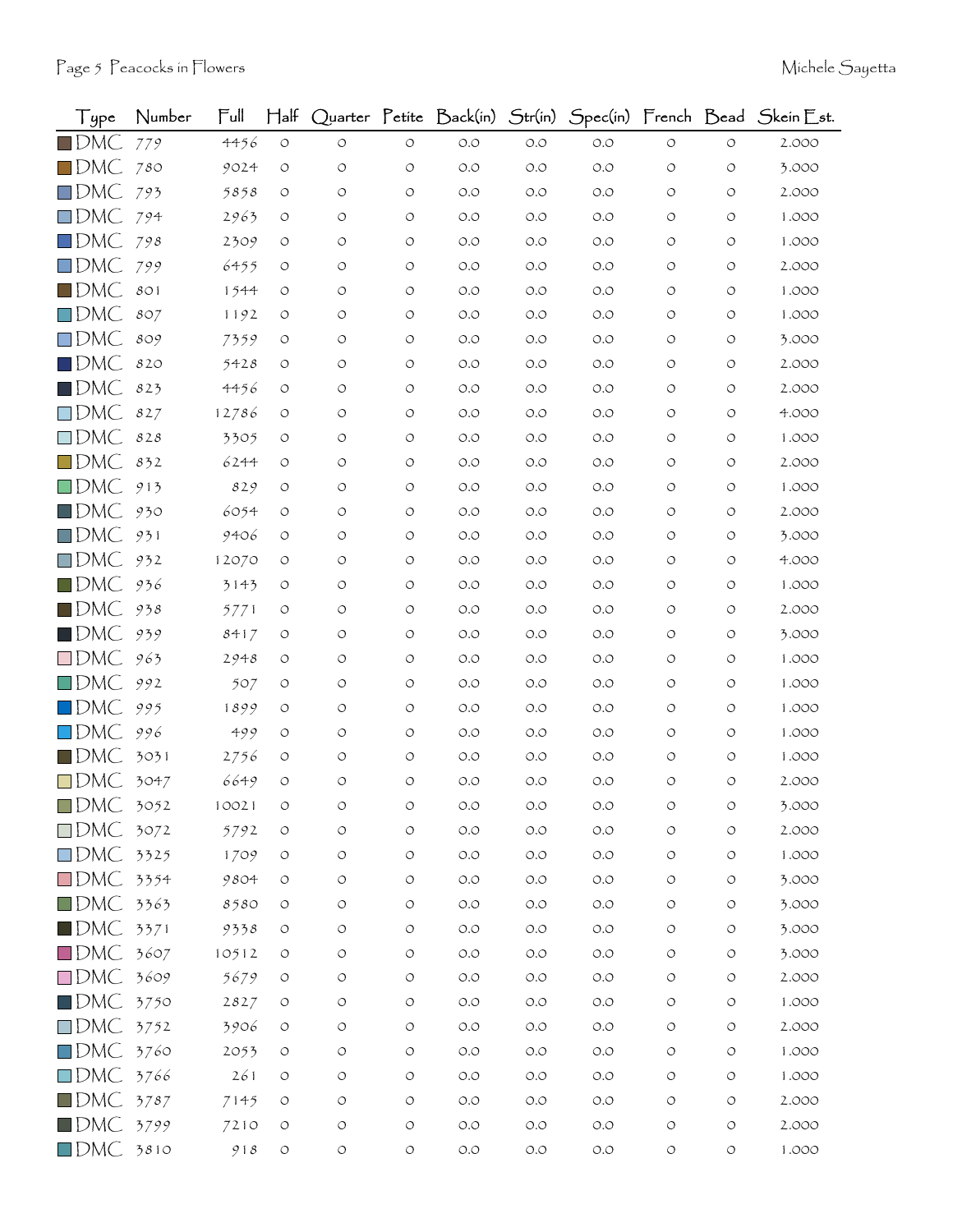| Type | Number | Full | Half | Quarter | Petite | Back(in) | Str(in) | Spec(in) | French | Bead | Skein Est. |
|---|---|---|---|---|---|---|---|---|---|---|---|
| DMC | 779 | 4456 | 0 | 0 | 0 | 0.0 | 0.0 | 0.0 | 0 | 0 | 2.000 |
| DMC | 780 | 9024 | 0 | 0 | 0 | 0.0 | 0.0 | 0.0 | 0 | 0 | 3.000 |
| DMC | 793 | 5858 | 0 | 0 | 0 | 0.0 | 0.0 | 0.0 | 0 | 0 | 2.000 |
| DMC | 794 | 2963 | 0 | 0 | 0 | 0.0 | 0.0 | 0.0 | 0 | 0 | 1.000 |
| DMC | 798 | 2309 | 0 | 0 | 0 | 0.0 | 0.0 | 0.0 | 0 | 0 | 1.000 |
| DMC | 799 | 6455 | 0 | 0 | 0 | 0.0 | 0.0 | 0.0 | 0 | 0 | 2.000 |
| DMC | 801 | 1544 | 0 | 0 | 0 | 0.0 | 0.0 | 0.0 | 0 | 0 | 1.000 |
| DMC | 807 | 1192 | 0 | 0 | 0 | 0.0 | 0.0 | 0.0 | 0 | 0 | 1.000 |
| DMC | 809 | 7359 | 0 | 0 | 0 | 0.0 | 0.0 | 0.0 | 0 | 0 | 3.000 |
| DMC | 820 | 5428 | 0 | 0 | 0 | 0.0 | 0.0 | 0.0 | 0 | 0 | 2.000 |
| DMC | 823 | 4456 | 0 | 0 | 0 | 0.0 | 0.0 | 0.0 | 0 | 0 | 2.000 |
| DMC | 827 | 12786 | 0 | 0 | 0 | 0.0 | 0.0 | 0.0 | 0 | 0 | 4.000 |
| DMC | 828 | 3305 | 0 | 0 | 0 | 0.0 | 0.0 | 0.0 | 0 | 0 | 1.000 |
| DMC | 832 | 6244 | 0 | 0 | 0 | 0.0 | 0.0 | 0.0 | 0 | 0 | 2.000 |
| DMC | 913 | 829 | 0 | 0 | 0 | 0.0 | 0.0 | 0.0 | 0 | 0 | 1.000 |
| DMC | 930 | 6054 | 0 | 0 | 0 | 0.0 | 0.0 | 0.0 | 0 | 0 | 2.000 |
| DMC | 931 | 9406 | 0 | 0 | 0 | 0.0 | 0.0 | 0.0 | 0 | 0 | 3.000 |
| DMC | 932 | 12070 | 0 | 0 | 0 | 0.0 | 0.0 | 0.0 | 0 | 0 | 4.000 |
| DMC | 936 | 3143 | 0 | 0 | 0 | 0.0 | 0.0 | 0.0 | 0 | 0 | 1.000 |
| DMC | 938 | 5771 | 0 | 0 | 0 | 0.0 | 0.0 | 0.0 | 0 | 0 | 2.000 |
| DMC | 939 | 8417 | 0 | 0 | 0 | 0.0 | 0.0 | 0.0 | 0 | 0 | 3.000 |
| DMC | 963 | 2948 | 0 | 0 | 0 | 0.0 | 0.0 | 0.0 | 0 | 0 | 1.000 |
| DMC | 992 | 507 | 0 | 0 | 0 | 0.0 | 0.0 | 0.0 | 0 | 0 | 1.000 |
| DMC | 995 | 1899 | 0 | 0 | 0 | 0.0 | 0.0 | 0.0 | 0 | 0 | 1.000 |
| DMC | 996 | 499 | 0 | 0 | 0 | 0.0 | 0.0 | 0.0 | 0 | 0 | 1.000 |
| DMC | 3031 | 2756 | 0 | 0 | 0 | 0.0 | 0.0 | 0.0 | 0 | 0 | 1.000 |
| DMC | 3047 | 6649 | 0 | 0 | 0 | 0.0 | 0.0 | 0.0 | 0 | 0 | 2.000 |
| DMC | 3052 | 10021 | 0 | 0 | 0 | 0.0 | 0.0 | 0.0 | 0 | 0 | 3.000 |
| DMC | 3072 | 5792 | 0 | 0 | 0 | 0.0 | 0.0 | 0.0 | 0 | 0 | 2.000 |
| DMC | 3325 | 1709 | 0 | 0 | 0 | 0.0 | 0.0 | 0.0 | 0 | 0 | 1.000 |
| DMC | 3354 | 9804 | 0 | 0 | 0 | 0.0 | 0.0 | 0.0 | 0 | 0 | 3.000 |
| DMC | 3363 | 8580 | 0 | 0 | 0 | 0.0 | 0.0 | 0.0 | 0 | 0 | 3.000 |
| DMC | 3371 | 9338 | 0 | 0 | 0 | 0.0 | 0.0 | 0.0 | 0 | 0 | 3.000 |
| DMC | 3607 | 10512 | 0 | 0 | 0 | 0.0 | 0.0 | 0.0 | 0 | 0 | 3.000 |
| DMC | 3609 | 5679 | 0 | 0 | 0 | 0.0 | 0.0 | 0.0 | 0 | 0 | 2.000 |
| DMC | 3750 | 2827 | 0 | 0 | 0 | 0.0 | 0.0 | 0.0 | 0 | 0 | 1.000 |
| DMC | 3752 | 3906 | 0 | 0 | 0 | 0.0 | 0.0 | 0.0 | 0 | 0 | 2.000 |
| DMC | 3760 | 2053 | 0 | 0 | 0 | 0.0 | 0.0 | 0.0 | 0 | 0 | 1.000 |
| DMC | 3766 | 261 | 0 | 0 | 0 | 0.0 | 0.0 | 0.0 | 0 | 0 | 1.000 |
| DMC | 3787 | 7145 | 0 | 0 | 0 | 0.0 | 0.0 | 0.0 | 0 | 0 | 2.000 |
| DMC | 3799 | 7210 | 0 | 0 | 0 | 0.0 | 0.0 | 0.0 | 0 | 0 | 2.000 |
| DMC | 3810 | 918 | 0 | 0 | 0 | 0.0 | 0.0 | 0.0 | 0 | 0 | 1.000 |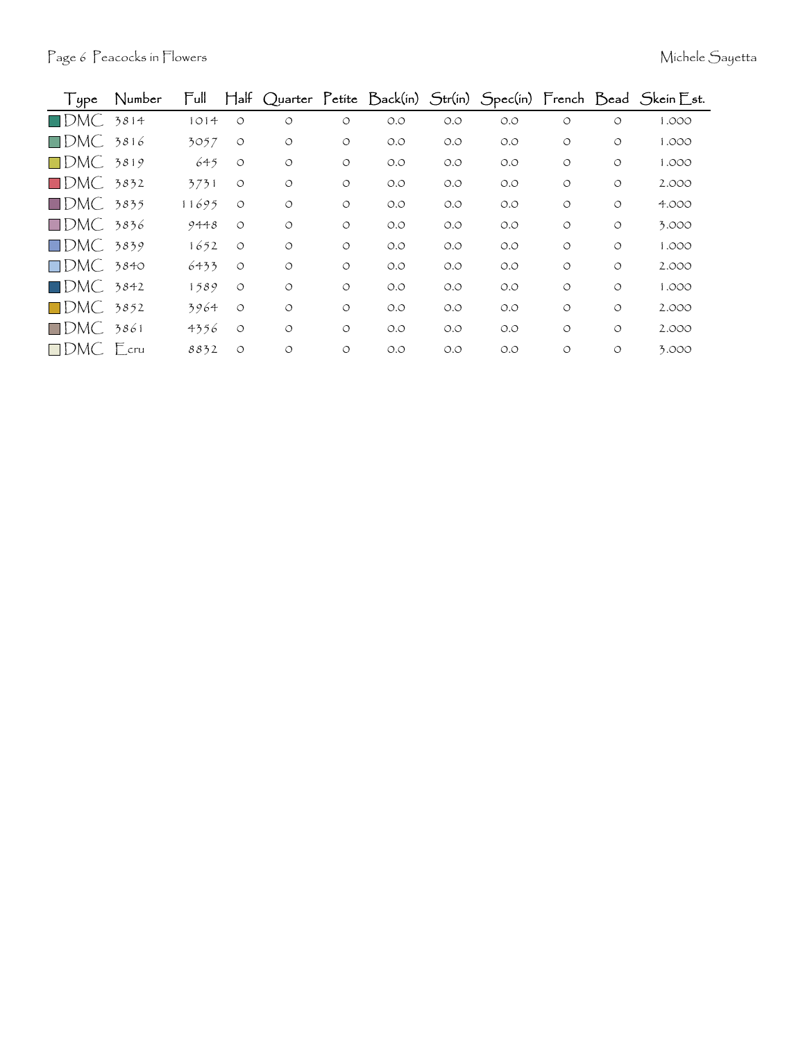| Type | Number | Full | Half | Quarter | Petite | Back(in) | Str(in) | Spec(in) | French | Bead | Skein Est. |
|---|---|---|---|---|---|---|---|---|---|---|---|
| DMC | 3814 | 1014 | 0 | 0 | 0 | 0.0 | 0.0 | 0.0 | 0 | 0 | 1.000 |
| DMC | 3816 | 3057 | 0 | 0 | 0 | 0.0 | 0.0 | 0.0 | 0 | 0 | 1.000 |
| DMC | 3819 | 645 | 0 | 0 | 0 | 0.0 | 0.0 | 0.0 | 0 | 0 | 1.000 |
| DMC | 3832 | 3731 | 0 | 0 | 0 | 0.0 | 0.0 | 0.0 | 0 | 0 | 2.000 |
| DMC | 3835 | 11695 | 0 | 0 | 0 | 0.0 | 0.0 | 0.0 | 0 | 0 | 4.000 |
| DMC | 3836 | 9448 | 0 | 0 | 0 | 0.0 | 0.0 | 0.0 | 0 | 0 | 3.000 |
| DMC | 3839 | 1652 | 0 | 0 | 0 | 0.0 | 0.0 | 0.0 | 0 | 0 | 1.000 |
| DMC | 3840 | 6433 | 0 | 0 | 0 | 0.0 | 0.0 | 0.0 | 0 | 0 | 2.000 |
| DMC | 3842 | 1589 | 0 | 0 | 0 | 0.0 | 0.0 | 0.0 | 0 | 0 | 1.000 |
| DMC | 3852 | 3964 | 0 | 0 | 0 | 0.0 | 0.0 | 0.0 | 0 | 0 | 2.000 |
| DMC | 3861 | 4356 | 0 | 0 | 0 | 0.0 | 0.0 | 0.0 | 0 | 0 | 2.000 |
| DMC | Ecru | 8832 | 0 | 0 | 0 | 0.0 | 0.0 | 0.0 | 0 | 0 | 3.000 |